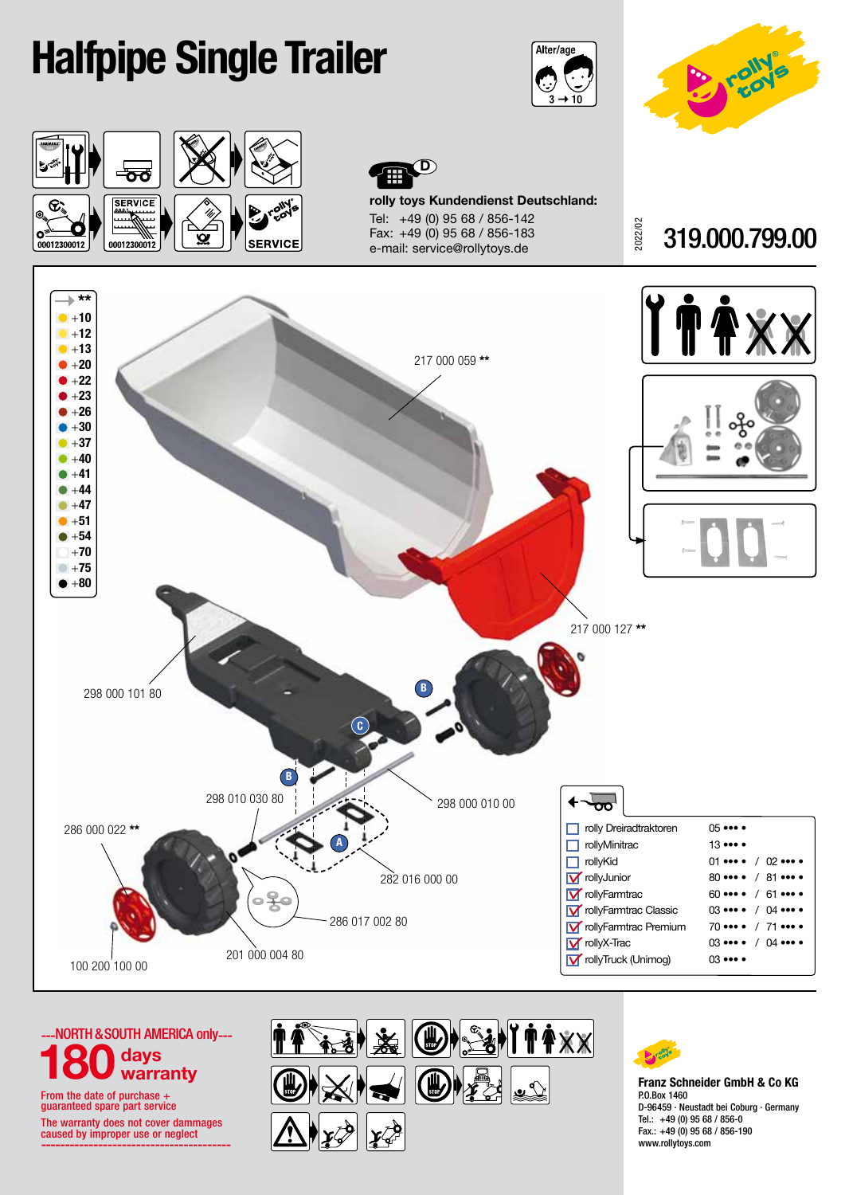# Halfpipe Single Trailer

Alter/age 3 → 10

rolly toys

rolly toys Kundendienst Deutschland:

Tel: +49 (0) 95 68 / 856-142
Fax: +49 (0) 95 68 / 856-183
e-mail: service@rollytoys.de

00012300012

SERVICE

2022/02

**319.000.799.00**

| → ** |
|---|
| +10 |
| +12 |
| +13 |
| +20 |
| +22 |
| +23 |
| +26 |
| +30 |
| +37 |
| +40 |
| +41 |
| +44 |
| +47 |
| +51 |
| +54 |
| +70 |
| +75 |
| +80 |

217 000 059 **

217 000 127 **

298 000 101 80

298 010 030 80

298 000 010 00

286 000 022 **

282 016 000 00

286 017 002 80

201 000 004 80

100 200 100 00

| | | |
|---|---|---|
| ☐ | rolly Dreiradtraktoren | 05 ••• • |
| ☐ | rollyMinitrac | 13 ••• • |
| ☐ | rollyKid | 01 ••• • / 02 ••• • |
| ☑ | rollyJunior | 80 ••• • / 81 ••• • |
| ☑ | rollyFarmtrac | 60 ••• • / 61 ••• • |
| ☑ | rollyFarmtrac Classic | 03 ••• • / 04 ••• • |
| ☑ | rollyFarmtrac Premium | 70 ••• • / 71 ••• • |
| ☑ | rollyX-Trac | 03 ••• • / 04 ••• • |
| ☑ | rollyTruck (Unimog) | 03 ••• • |

---NORTH & SOUTH AMERICA only---

**180 days warranty**

From the date of purchase + guaranteed spare part service

The warranty does not cover dammages caused by improper use or neglect

**Franz Schneider GmbH & Co KG**
P.O.Box 1460
D-96459 · Neustadt bei Coburg · Germany
Tel.: +49 (0) 95 68 / 856-0
Fax.: +49 (0) 95 68 / 856-190
www.rollytoys.com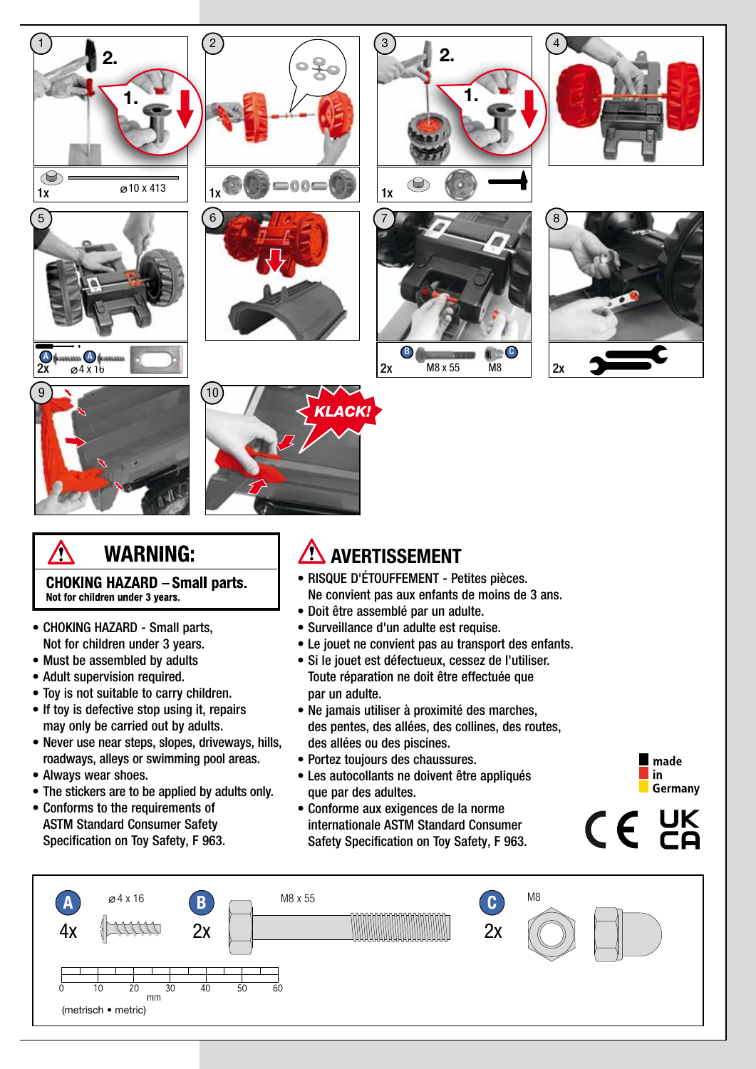1 2. 1.

1x ⌀10 x 413

2

1x

3 2. 1.

1x

4

5

2x A A ⌀4 x 16

6

7

2x B M8 x 55 C M8

8

2x

9

10 KLACK!

## ⚠ WARNING:

**CHOKING HAZARD – Small parts.**
**Not for children under 3 years.**

- CHOKING HAZARD - Small parts, Not for children under 3 years.
- Must be assembled by adults
- Adult supervision required.
- Toy is not suitable to carry children.
- If toy is defective stop using it, repairs may only be carried out by adults.
- Never use near steps, slopes, driveways, hills, roadways, alleys or swimming pool areas.
- Always wear shoes.
- The stickers are to be applied by adults only.
- Conforms to the requirements of ASTM Standard Consumer Safety Specification on Toy Safety, F 963.

## ⚠ AVERTISSEMENT

- RISQUE D'ÉTOUFFEMENT - Petites pièces. Ne convient pas aux enfants de moins de 3 ans.
- Doit être assemblé par un adulte.
- Surveillance d'un adulte est requise.
- Le jouet ne convient pas au transport des enfants.
- Si le jouet est défectueux, cessez de l'utiliser. Toute réparation ne doit être effectuée que par un adulte.
- Ne jamais utiliser à proximité des marches, des pentes, des allées, des collines, des routes, des allées ou des piscines.
- Portez toujours des chaussures.
- Les autocollants ne doivent être appliqués que par des adultes.
- Conforme aux exigences de la norme internationale ASTM Standard Consumer Safety Specification on Toy Safety, F 963.

made in Germany

CE UK CA

A ⌀4 x 16 4x

B M8 x 55 2x

C M8 2x

0 10 20 30 40 50 60
mm
(metrisch • metric)